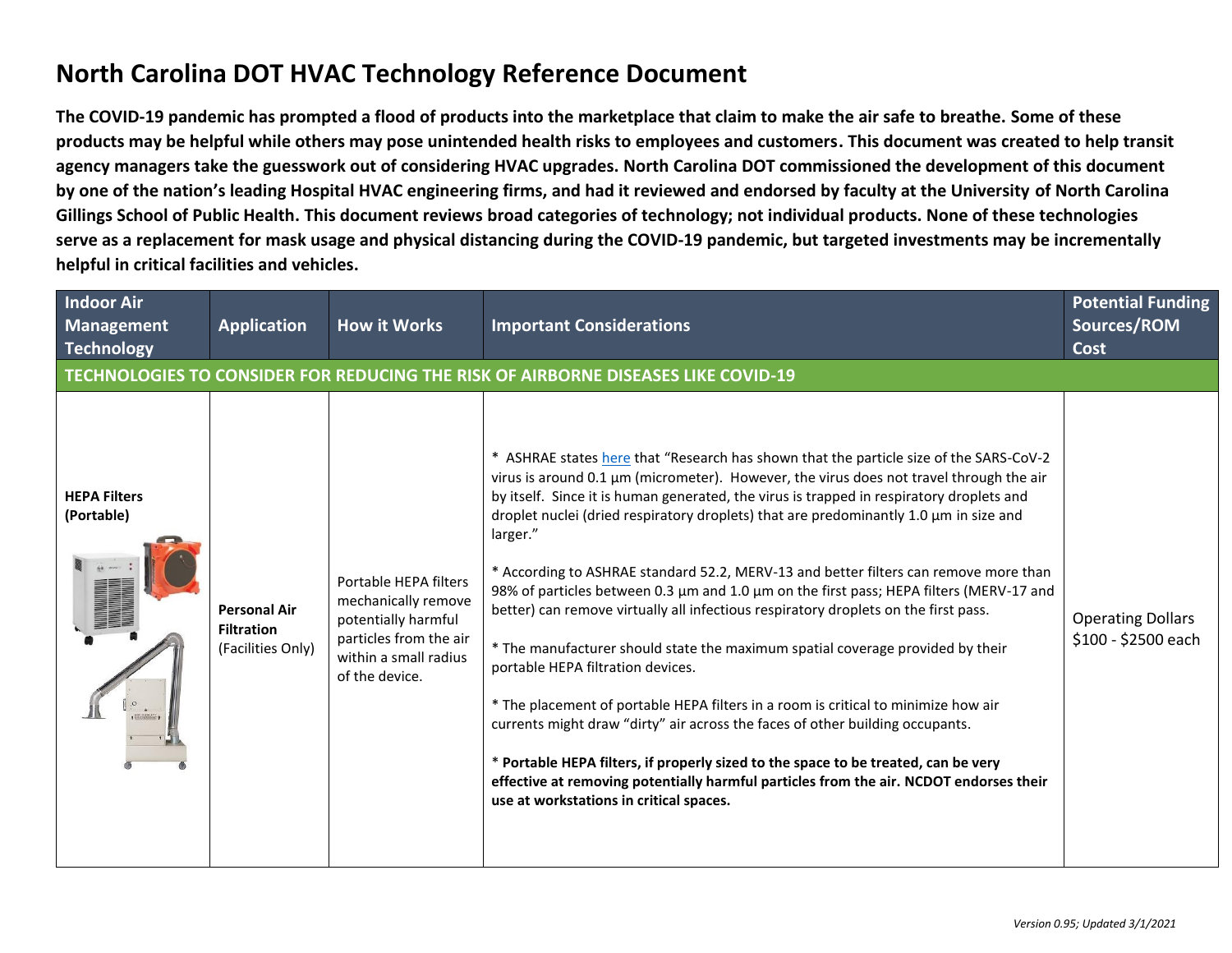# North Carolina DOT HVAC Technology Reference Document

**The COVID-19 pandemic has prompted a flood of products into the marketplace that claim to make the air safe to breathe. Some of these products may be helpful while others may pose unintended health risks to employees and customers. This document was created to help transit agency managers take the guesswork out of considering HVAC upgrades. North Carolina DOT commissioned the development of this document by one of the nation's leading Hospital HVAC engineering firms, and had it reviewed and endorsed by faculty at the University of North Carolina Gillings School of Public Health. This document reviews broad categories of technology; not individual products. None of these technologies serve as a replacement for mask usage and physical distancing during the COVID-19 pandemic, but targeted investments may be incrementally helpful in critical facilities and vehicles.**

| Indoor Air Management Technology | Application | How it Works | Important Considerations | Potential Funding Sources/ROM Cost |
|---|---|---|---|---|
| **TECHNOLOGIES TO CONSIDER FOR REDUCING THE RISK OF AIRBORNE DISEASES LIKE COVID-19** | | | | |
| **HEPA Filters (Portable)** | **Personal Air Filtration** (Facilities Only) | Portable HEPA filters mechanically remove potentially harmful particles from the air within a small radius of the device. | * ASHRAE states here that "Research has shown that the particle size of the SARS-CoV-2 virus is around 0.1 µm (micrometer). However, the virus does not travel through the air by itself. Since it is human generated, the virus is trapped in respiratory droplets and droplet nuclei (dried respiratory droplets) that are predominantly 1.0 µm in size and larger."<br><br>* According to ASHRAE standard 52.2, MERV-13 and better filters can remove more than 98% of particles between 0.3 µm and 1.0 µm on the first pass; HEPA filters (MERV-17 and better) can remove virtually all infectious respiratory droplets on the first pass.<br><br>* The manufacturer should state the maximum spatial coverage provided by their portable HEPA filtration devices.<br><br>* The placement of portable HEPA filters in a room is critical to minimize how air currents might draw "dirty" air across the faces of other building occupants.<br><br>* **Portable HEPA filters, if properly sized to the space to be treated, can be very effective at removing potentially harmful particles from the air. NCDOT endorses their use at workstations in critical spaces.** | Operating Dollars $100 - $2500 each |

*Version 0.95; Updated 3/1/2021*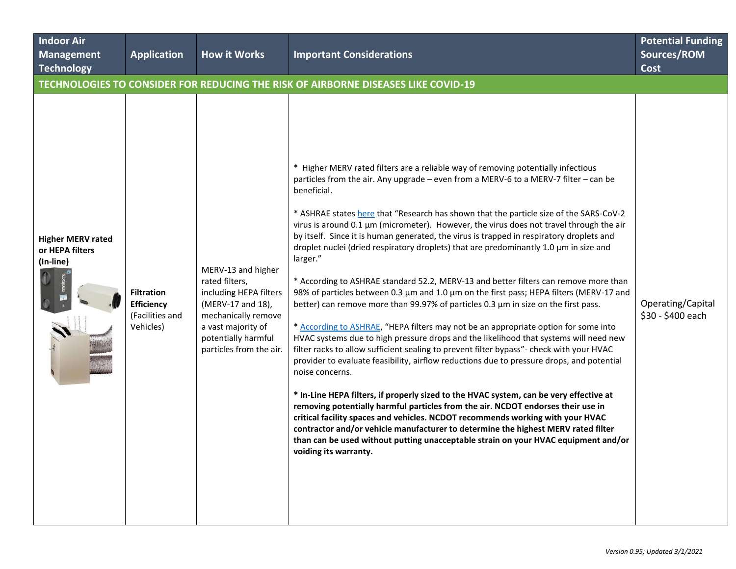| Indoor Air Management Technology | Application | How it Works | Important Considerations | Potential Funding Sources/ROM Cost |
|---|---|---|---|---|
| **TECHNOLOGIES TO CONSIDER FOR REDUCING THE RISK OF AIRBORNE DISEASES LIKE COVID-19** | | | | |
| **Higher MERV rated or HEPA filters (In-line)** | **Filtration Efficiency** (Facilities and Vehicles) | MERV-13 and higher rated filters, including HEPA filters (MERV-17 and 18), mechanically remove a vast majority of potentially harmful particles from the air. | * Higher MERV rated filters are a reliable way of removing potentially infectious particles from the air. Any upgrade – even from a MERV-6 to a MERV-7 filter – can be beneficial.<br><br>* ASHRAE states here that "Research has shown that the particle size of the SARS-CoV-2 virus is around 0.1 µm (micrometer). However, the virus does not travel through the air by itself. Since it is human generated, the virus is trapped in respiratory droplets and droplet nuclei (dried respiratory droplets) that are predominantly 1.0 µm in size and larger."<br><br>* According to ASHRAE standard 52.2, MERV-13 and better filters can remove more than 98% of particles between 0.3 µm and 1.0 µm on the first pass; HEPA filters (MERV-17 and better) can remove more than 99.97% of particles 0.3 µm in size on the first pass.<br><br>* According to ASHRAE, "HEPA filters may not be an appropriate option for some into HVAC systems due to high pressure drops and the likelihood that systems will need new filter racks to allow sufficient sealing to prevent filter bypass"- check with your HVAC provider to evaluate feasibility, airflow reductions due to pressure drops, and potential noise concerns.<br><br>**\* In-Line HEPA filters, if properly sized to the HVAC system, can be very effective at removing potentially harmful particles from the air. NCDOT endorses their use in critical facility spaces and vehicles. NCDOT recommends working with your HVAC contractor and/or vehicle manufacturer to determine the highest MERV rated filter than can be used without putting unacceptable strain on your HVAC equipment and/or voiding its warranty.** | Operating/Capital $30 - $400 each |

*Version 0.95; Updated 3/1/2021*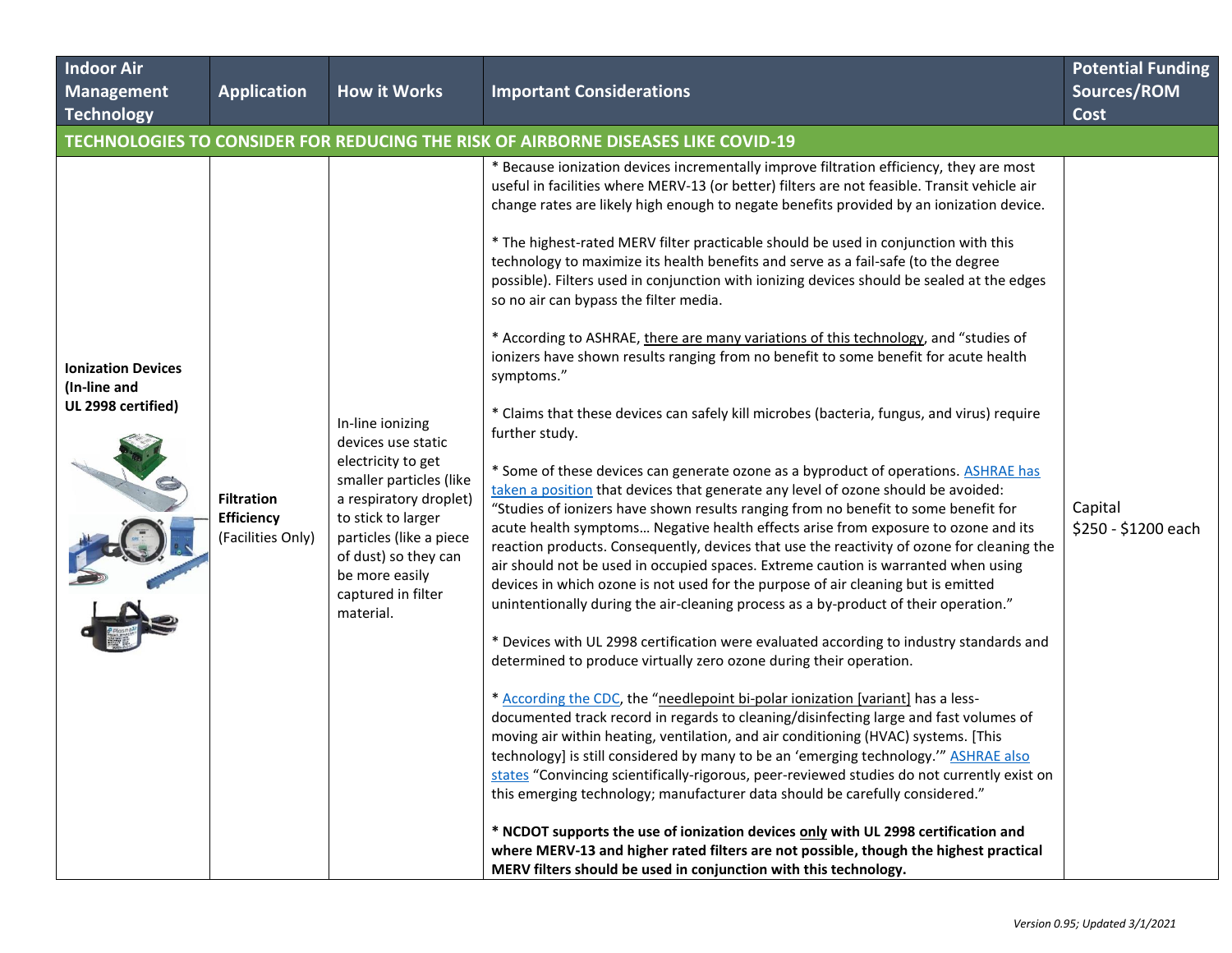| Indoor Air Management Technology | Application | How it Works | Important Considerations | Potential Funding Sources/ROM Cost |
|---|---|---|---|---|
| **TECHNOLOGIES TO CONSIDER FOR REDUCING THE RISK OF AIRBORNE DISEASES LIKE COVID-19** | | | | |
| **Ionization Devices (In-line and UL 2998 certified)** | **Filtration Efficiency** (Facilities Only) | In-line ionizing devices use static electricity to get smaller particles (like a respiratory droplet) to stick to larger particles (like a piece of dust) so they can be more easily captured in filter material. | * Because ionization devices incrementally improve filtration efficiency, they are most useful in facilities where MERV-13 (or better) filters are not feasible. Transit vehicle air change rates are likely high enough to negate benefits provided by an ionization device.<br><br>* The highest-rated MERV filter practicable should be used in conjunction with this technology to maximize its health benefits and serve as a fail-safe (to the degree possible). Filters used in conjunction with ionizing devices should be sealed at the edges so no air can bypass the filter media.<br><br>* According to ASHRAE, there are many variations of this technology, and "studies of ionizers have shown results ranging from no benefit to some benefit for acute health symptoms."<br><br>* Claims that these devices can safely kill microbes (bacteria, fungus, and virus) require further study.<br><br>* Some of these devices can generate ozone as a byproduct of operations. ASHRAE has taken a position that devices that generate any level of ozone should be avoided: "Studies of ionizers have shown results ranging from no benefit to some benefit for acute health symptoms… Negative health effects arise from exposure to ozone and its reaction products. Consequently, devices that use the reactivity of ozone for cleaning the air should not be used in occupied spaces. Extreme caution is warranted when using devices in which ozone is not used for the purpose of air cleaning but is emitted unintentionally during the air-cleaning process as a by-product of their operation."<br><br>* Devices with UL 2998 certification were evaluated according to industry standards and determined to produce virtually zero ozone during their operation.<br><br>* According the CDC, the "needlepoint bi-polar ionization [variant] has a less-documented track record in regards to cleaning/disinfecting large and fast volumes of moving air within heating, ventilation, and air conditioning (HVAC) systems. [This technology] is still considered by many to be an 'emerging technology.'" ASHRAE also states "Convincing scientifically-rigorous, peer-reviewed studies do not currently exist on this emerging technology; manufacturer data should be carefully considered."<br><br>**\* NCDOT supports the use of ionization devices only with UL 2998 certification and where MERV-13 and higher rated filters are not possible, though the highest practical MERV filters should be used in conjunction with this technology.** | Capital<br>$250 - $1200 each |

*Version 0.95; Updated 3/1/2021*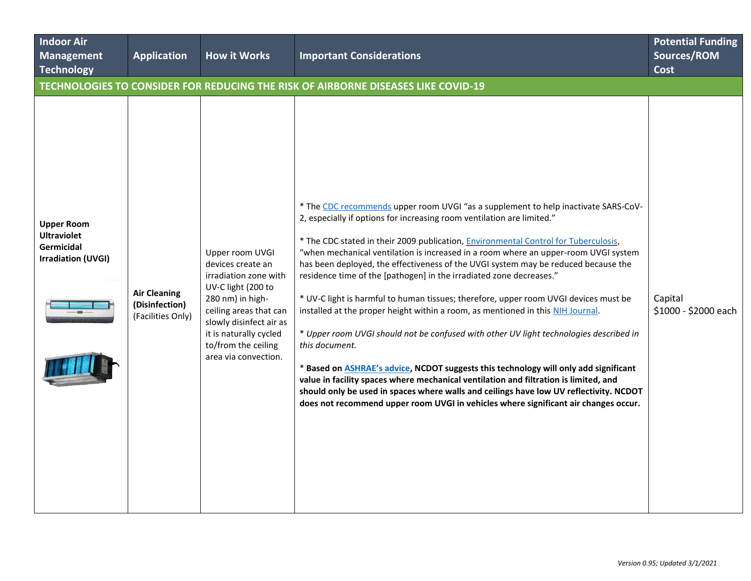| Indoor Air Management Technology | Application | How it Works | Important Considerations | Potential Funding Sources/ROM Cost |
|---|---|---|---|---|
| **TECHNOLOGIES TO CONSIDER FOR REDUCING THE RISK OF AIRBORNE DISEASES LIKE COVID-19** | | | | |
| **Upper Room Ultraviolet Germicidal Irradiation (UVGI)** | **Air Cleaning (Disinfection)** (Facilities Only) | Upper room UVGI devices create an irradiation zone with UV-C light (200 to 280 nm) in high-ceiling areas that can slowly disinfect air as it is naturally cycled to/from the ceiling area via convection. | * The CDC recommends upper room UVGI "as a supplement to help inactivate SARS-CoV-2, especially if options for increasing room ventilation are limited."<br><br>* The CDC stated in their 2009 publication, Environmental Control for Tuberculosis, "when mechanical ventilation is increased in a room where an upper-room UVGI system has been deployed, the effectiveness of the UVGI system may be reduced because the residence time of the [pathogen] in the irradiated zone decreases."<br><br>* UV-C light is harmful to human tissues; therefore, upper room UVGI devices must be installed at the proper height within a room, as mentioned in this NIH Journal.<br><br>* *Upper room UVGI should not be confused with other UV light technologies described in this document.*<br><br>* **Based on ASHRAE's advice, NCDOT suggests this technology will only add significant value in facility spaces where mechanical ventilation and filtration is limited, and should only be used in spaces where walls and ceilings have low UV reflectivity. NCDOT does not recommend upper room UVGI in vehicles where significant air changes occur.** | Capital<br>$1000 - $2000 each |

*Version 0.95; Updated 3/1/2021*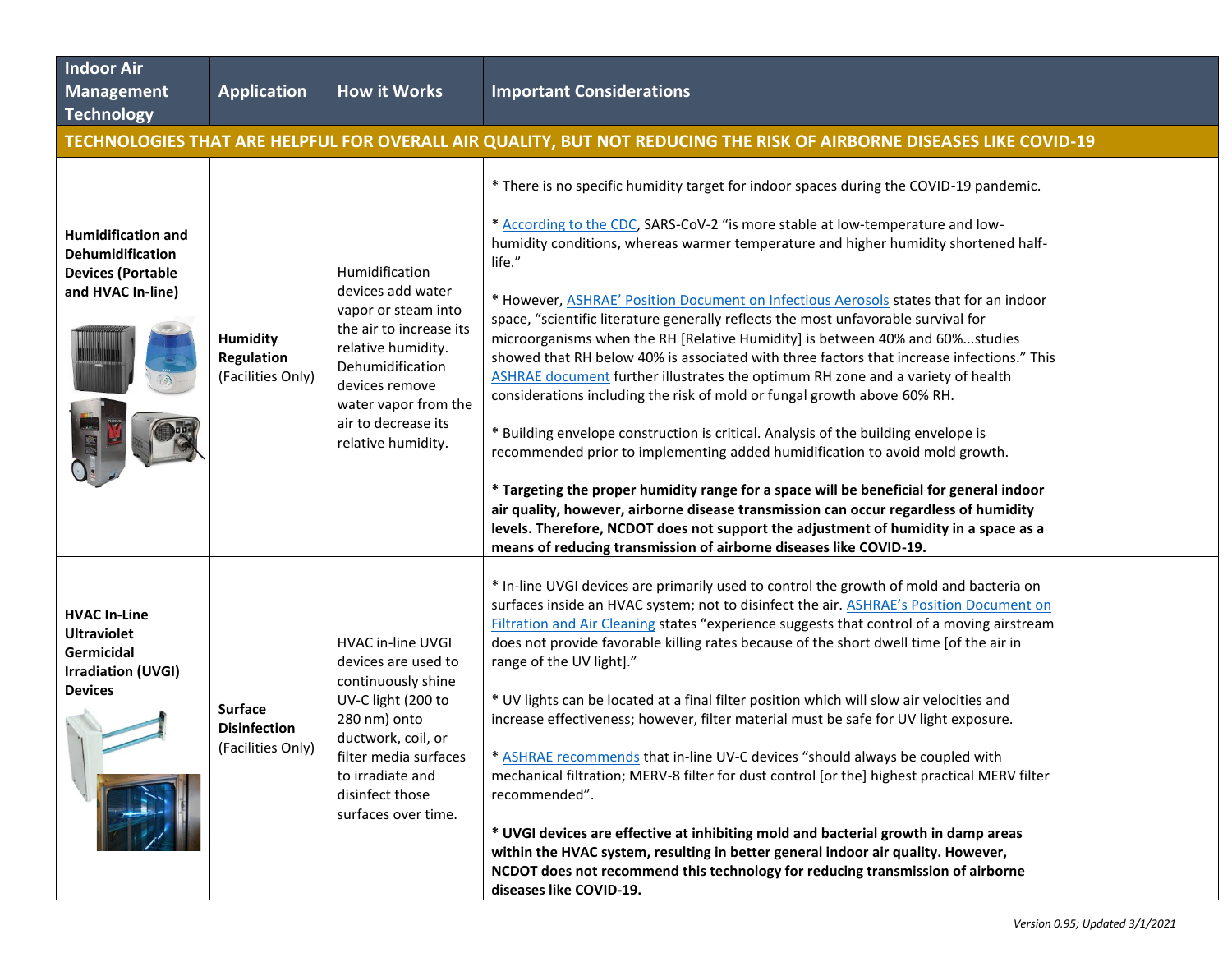| Indoor Air Management Technology | Application | How it Works | Important Considerations | |
|---|---|---|---|---|
| **TECHNOLOGIES THAT ARE HELPFUL FOR OVERALL AIR QUALITY, BUT NOT REDUCING THE RISK OF AIRBORNE DISEASES LIKE COVID-19** | | | | |
| **Humidification and Dehumidification Devices (Portable and HVAC In-line)** | **Humidity Regulation** (Facilities Only) | Humidification devices add water vapor or steam into the air to increase its relative humidity. Dehumidification devices remove water vapor from the air to decrease its relative humidity. | * There is no specific humidity target for indoor spaces during the COVID-19 pandemic.<br><br>* According to the CDC, SARS-CoV-2 "is more stable at low-temperature and low-humidity conditions, whereas warmer temperature and higher humidity shortened half-life."<br><br>* However, ASHRAE' Position Document on Infectious Aerosols states that for an indoor space, "scientific literature generally reflects the most unfavorable survival for microorganisms when the RH [Relative Humidity] is between 40% and 60%...studies showed that RH below 40% is associated with three factors that increase infections." This ASHRAE document further illustrates the optimum RH zone and a variety of health considerations including the risk of mold or fungal growth above 60% RH.<br><br>* Building envelope construction is critical. Analysis of the building envelope is recommended prior to implementing added humidification to avoid mold growth.<br><br>**\* Targeting the proper humidity range for a space will be beneficial for general indoor air quality, however, airborne disease transmission can occur regardless of humidity levels. Therefore, NCDOT does not support the adjustment of humidity in a space as a means of reducing transmission of airborne diseases like COVID-19.** | |
| **HVAC In-Line Ultraviolet Germicidal Irradiation (UVGI) Devices** | **Surface Disinfection** (Facilities Only) | HVAC in-line UVGI devices are used to continuously shine UV-C light (200 to 280 nm) onto ductwork, coil, or filter media surfaces to irradiate and disinfect those surfaces over time. | * In-line UVGI devices are primarily used to control the growth of mold and bacteria on surfaces inside an HVAC system; not to disinfect the air. ASHRAE's Position Document on Filtration and Air Cleaning states "experience suggests that control of a moving airstream does not provide favorable killing rates because of the short dwell time [of the air in range of the UV light]."<br><br>* UV lights can be located at a final filter position which will slow air velocities and increase effectiveness; however, filter material must be safe for UV light exposure.<br><br>* ASHRAE recommends that in-line UV-C devices "should always be coupled with mechanical filtration; MERV-8 filter for dust control [or the] highest practical MERV filter recommended".<br><br>**\* UVGI devices are effective at inhibiting mold and bacterial growth in damp areas within the HVAC system, resulting in better general indoor air quality. However, NCDOT does not recommend this technology for reducing transmission of airborne diseases like COVID-19.** | |

*Version 0.95; Updated 3/1/2021*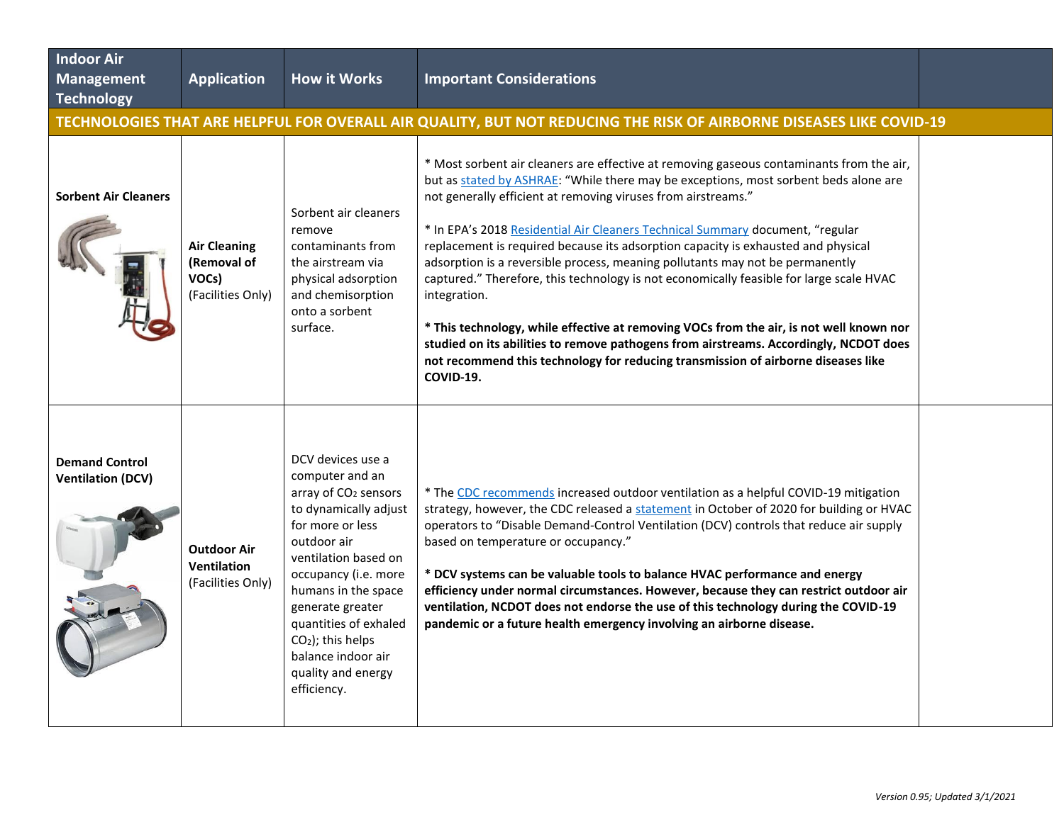| Indoor Air Management Technology | Application | How it Works | Important Considerations | |
|---|---|---|---|---|
| **TECHNOLOGIES THAT ARE HELPFUL FOR OVERALL AIR QUALITY, BUT NOT REDUCING THE RISK OF AIRBORNE DISEASES LIKE COVID-19** | | | | |
| **Sorbent Air Cleaners** | **Air Cleaning (Removal of VOCs)** (Facilities Only) | Sorbent air cleaners remove contaminants from the airstream via physical adsorption and chemisorption onto a sorbent surface. | * Most sorbent air cleaners are effective at removing gaseous contaminants from the air, but as stated by ASHRAE: "While there may be exceptions, most sorbent beds alone are not generally efficient at removing viruses from airstreams."<br><br>* In EPA's 2018 Residential Air Cleaners Technical Summary document, "regular replacement is required because its adsorption capacity is exhausted and physical adsorption is a reversible process, meaning pollutants may not be permanently captured." Therefore, this technology is not economically feasible for large scale HVAC integration.<br><br>**\* This technology, while effective at removing VOCs from the air, is not well known nor studied on its abilities to remove pathogens from airstreams. Accordingly, NCDOT does not recommend this technology for reducing transmission of airborne diseases like COVID-19.** | |
| **Demand Control Ventilation (DCV)** | **Outdoor Air Ventilation** (Facilities Only) | DCV devices use a computer and an array of $CO_2$ sensors to dynamically adjust for more or less outdoor air ventilation based on occupancy (i.e. more humans in the space generate greater quantities of exhaled $CO_2$); this helps balance indoor air quality and energy efficiency. | * The CDC recommends increased outdoor ventilation as a helpful COVID-19 mitigation strategy, however, the CDC released a statement in October of 2020 for building or HVAC operators to "Disable Demand-Control Ventilation (DCV) controls that reduce air supply based on temperature or occupancy."<br><br>**\* DCV systems can be valuable tools to balance HVAC performance and energy efficiency under normal circumstances. However, because they can restrict outdoor air ventilation, NCDOT does not endorse the use of this technology during the COVID-19 pandemic or a future health emergency involving an airborne disease.** | |

*Version 0.95; Updated 3/1/2021*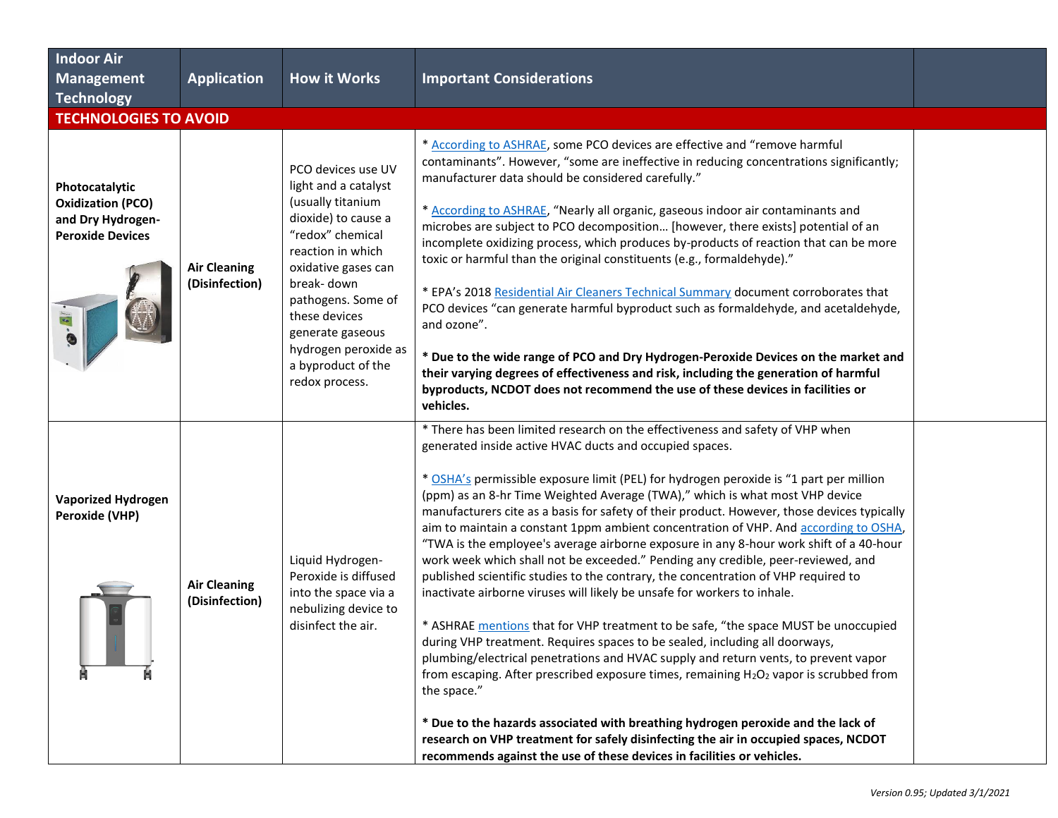| Indoor Air Management Technology | Application | How it Works | Important Considerations | |
|---|---|---|---|---|
| **TECHNOLOGIES TO AVOID** | | | | |
| **Photocatalytic Oxidization (PCO) and Dry Hydrogen-Peroxide Devices** | **Air Cleaning (Disinfection)** | PCO devices use UV light and a catalyst (usually titanium dioxide) to cause a "redox" chemical reaction in which oxidative gases can break- down pathogens. Some of these devices generate gaseous hydrogen peroxide as a byproduct of the redox process. | * According to ASHRAE, some PCO devices are effective and "remove harmful contaminants". However, "some are ineffective in reducing concentrations significantly; manufacturer data should be considered carefully."<br><br>* According to ASHRAE, "Nearly all organic, gaseous indoor air contaminants and microbes are subject to PCO decomposition… [however, there exists] potential of an incomplete oxidizing process, which produces by-products of reaction that can be more toxic or harmful than the original constituents (e.g., formaldehyde)."<br><br>* EPA's 2018 Residential Air Cleaners Technical Summary document corroborates that PCO devices "can generate harmful byproduct such as formaldehyde, and acetaldehyde, and ozone".<br><br>**\* Due to the wide range of PCO and Dry Hydrogen-Peroxide Devices on the market and their varying degrees of effectiveness and risk, including the generation of harmful byproducts, NCDOT does not recommend the use of these devices in facilities or vehicles.** | |
| **Vaporized Hydrogen Peroxide (VHP)** | **Air Cleaning (Disinfection)** | Liquid Hydrogen-Peroxide is diffused into the space via a nebulizing device to disinfect the air. | * There has been limited research on the effectiveness and safety of VHP when generated inside active HVAC ducts and occupied spaces.<br><br>* OSHA's permissible exposure limit (PEL) for hydrogen peroxide is "1 part per million (ppm) as an 8-hr Time Weighted Average (TWA)," which is what most VHP device manufacturers cite as a basis for safety of their product. However, those devices typically aim to maintain a constant 1ppm ambient concentration of VHP. And according to OSHA, "TWA is the employee's average airborne exposure in any 8-hour work shift of a 40-hour work week which shall not be exceeded." Pending any credible, peer-reviewed, and published scientific studies to the contrary, the concentration of VHP required to inactivate airborne viruses will likely be unsafe for workers to inhale.<br><br>* ASHRAE mentions that for VHP treatment to be safe, "the space MUST be unoccupied during VHP treatment. Requires spaces to be sealed, including all doorways, plumbing/electrical penetrations and HVAC supply and return vents, to prevent vapor from escaping. After prescribed exposure times, remaining $H_2O_2$ vapor is scrubbed from the space."<br><br>**\* Due to the hazards associated with breathing hydrogen peroxide and the lack of research on VHP treatment for safely disinfecting the air in occupied spaces, NCDOT recommends against the use of these devices in facilities or vehicles.** | |

*Version 0.95; Updated 3/1/2021*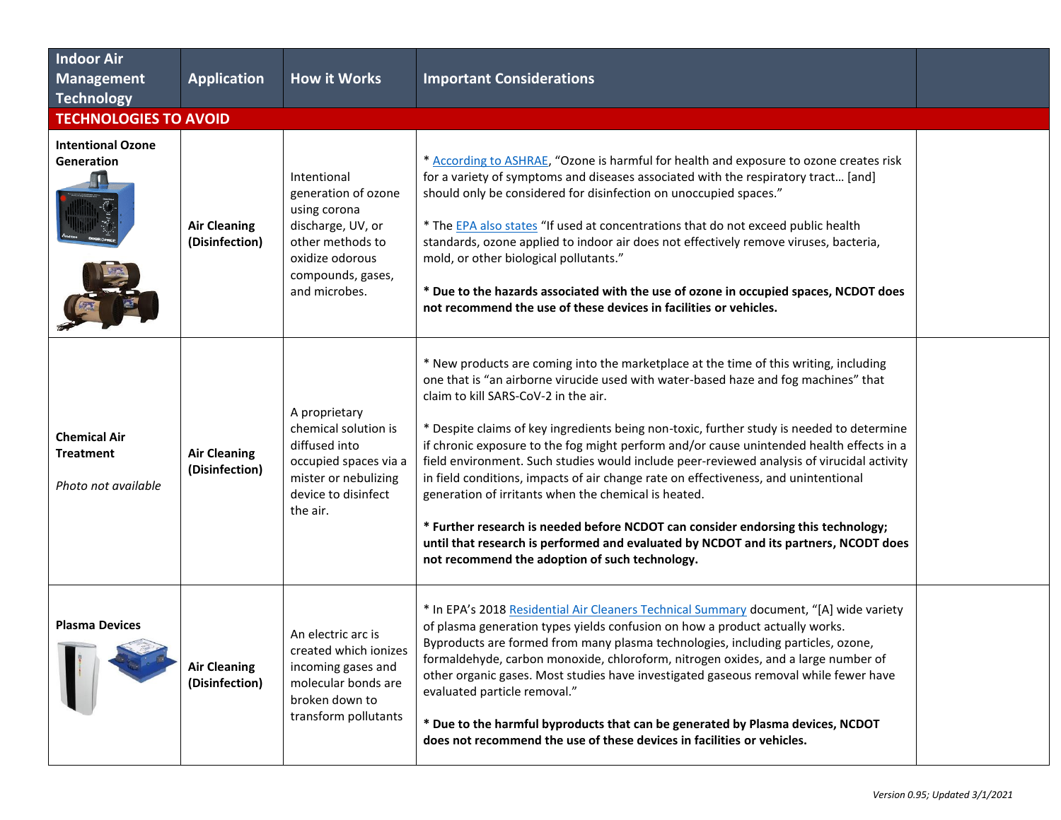| Indoor Air Management Technology | Application | How it Works | Important Considerations | |
|---|---|---|---|---|
| **TECHNOLOGIES TO AVOID** | | | | |
| **Intentional Ozone Generation** | **Air Cleaning (Disinfection)** | Intentional generation of ozone using corona discharge, UV, or other methods to oxidize odorous compounds, gases, and microbes. | * According to ASHRAE, "Ozone is harmful for health and exposure to ozone creates risk for a variety of symptoms and diseases associated with the respiratory tract… [and] should only be considered for disinfection on unoccupied spaces."<br><br>* The EPA also states "If used at concentrations that do not exceed public health standards, ozone applied to indoor air does not effectively remove viruses, bacteria, mold, or other biological pollutants."<br><br>**\* Due to the hazards associated with the use of ozone in occupied spaces, NCDOT does not recommend the use of these devices in facilities or vehicles.** | |
| **Chemical Air Treatment**<br><br>*Photo not available* | **Air Cleaning (Disinfection)** | A proprietary chemical solution is diffused into occupied spaces via a mister or nebulizing device to disinfect the air. | * New products are coming into the marketplace at the time of this writing, including one that is "an airborne virucide used with water-based haze and fog machines" that claim to kill SARS-CoV-2 in the air.<br><br>* Despite claims of key ingredients being non-toxic, further study is needed to determine if chronic exposure to the fog might perform and/or cause unintended health effects in a field environment. Such studies would include peer-reviewed analysis of virucidal activity in field conditions, impacts of air change rate on effectiveness, and unintentional generation of irritants when the chemical is heated.<br><br>**\* Further research is needed before NCDOT can consider endorsing this technology; until that research is performed and evaluated by NCDOT and its partners, NCDOT does not recommend the adoption of such technology.** | |
| **Plasma Devices** | **Air Cleaning (Disinfection)** | An electric arc is created which ionizes incoming gases and molecular bonds are broken down to transform pollutants | * In EPA's 2018 Residential Air Cleaners Technical Summary document, "[A] wide variety of plasma generation types yields confusion on how a product actually works. Byproducts are formed from many plasma technologies, including particles, ozone, formaldehyde, carbon monoxide, chloroform, nitrogen oxides, and a large number of other organic gases. Most studies have investigated gaseous removal while fewer have evaluated particle removal."<br><br>**\* Due to the harmful byproducts that can be generated by Plasma devices, NCDOT does not recommend the use of these devices in facilities or vehicles.** | |

*Version 0.95; Updated 3/1/2021*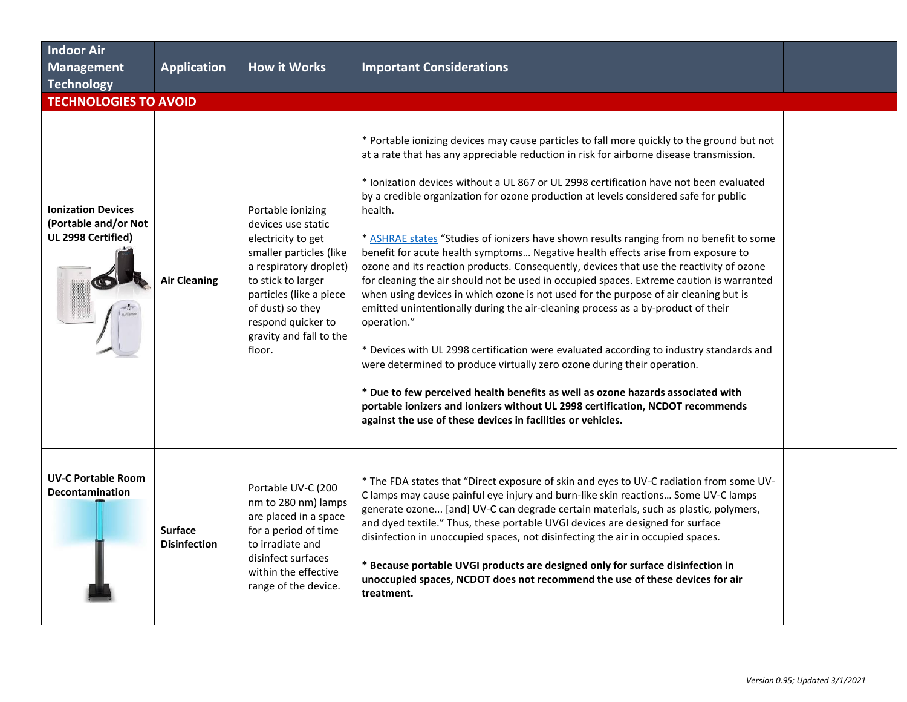| Indoor Air Management Technology | Application | How it Works | Important Considerations | |
|---|---|---|---|---|
| **TECHNOLOGIES TO AVOID** | | | | |
| **Ionization Devices (Portable and/or Not UL 2998 Certified)** | **Air Cleaning** | Portable ionizing devices use static electricity to get smaller particles (like a respiratory droplet) to stick to larger particles (like a piece of dust) so they respond quicker to gravity and fall to the floor. | * Portable ionizing devices may cause particles to fall more quickly to the ground but not at a rate that has any appreciable reduction in risk for airborne disease transmission.<br><br>* Ionization devices without a UL 867 or UL 2998 certification have not been evaluated by a credible organization for ozone production at levels considered safe for public health.<br><br>* ASHRAE states "Studies of ionizers have shown results ranging from no benefit to some benefit for acute health symptoms… Negative health effects arise from exposure to ozone and its reaction products. Consequently, devices that use the reactivity of ozone for cleaning the air should not be used in occupied spaces. Extreme caution is warranted when using devices in which ozone is not used for the purpose of air cleaning but is emitted unintentionally during the air-cleaning process as a by-product of their operation."<br><br>* Devices with UL 2998 certification were evaluated according to industry standards and were determined to produce virtually zero ozone during their operation.<br><br>**\* Due to few perceived health benefits as well as ozone hazards associated with portable ionizers and ionizers without UL 2998 certification, NCDOT recommends against the use of these devices in facilities or vehicles.** | |
| **UV-C Portable Room Decontamination** | **Surface Disinfection** | Portable UV-C (200 nm to 280 nm) lamps are placed in a space for a period of time to irradiate and disinfect surfaces within the effective range of the device. | * The FDA states that "Direct exposure of skin and eyes to UV-C radiation from some UV-C lamps may cause painful eye injury and burn-like skin reactions… Some UV-C lamps generate ozone... [and] UV-C can degrade certain materials, such as plastic, polymers, and dyed textile." Thus, these portable UVGI devices are designed for surface disinfection in unoccupied spaces, not disinfecting the air in occupied spaces.<br><br>**\* Because portable UVGI products are designed only for surface disinfection in unoccupied spaces, NCDOT does not recommend the use of these devices for air treatment.** | |

*Version 0.95; Updated 3/1/2021*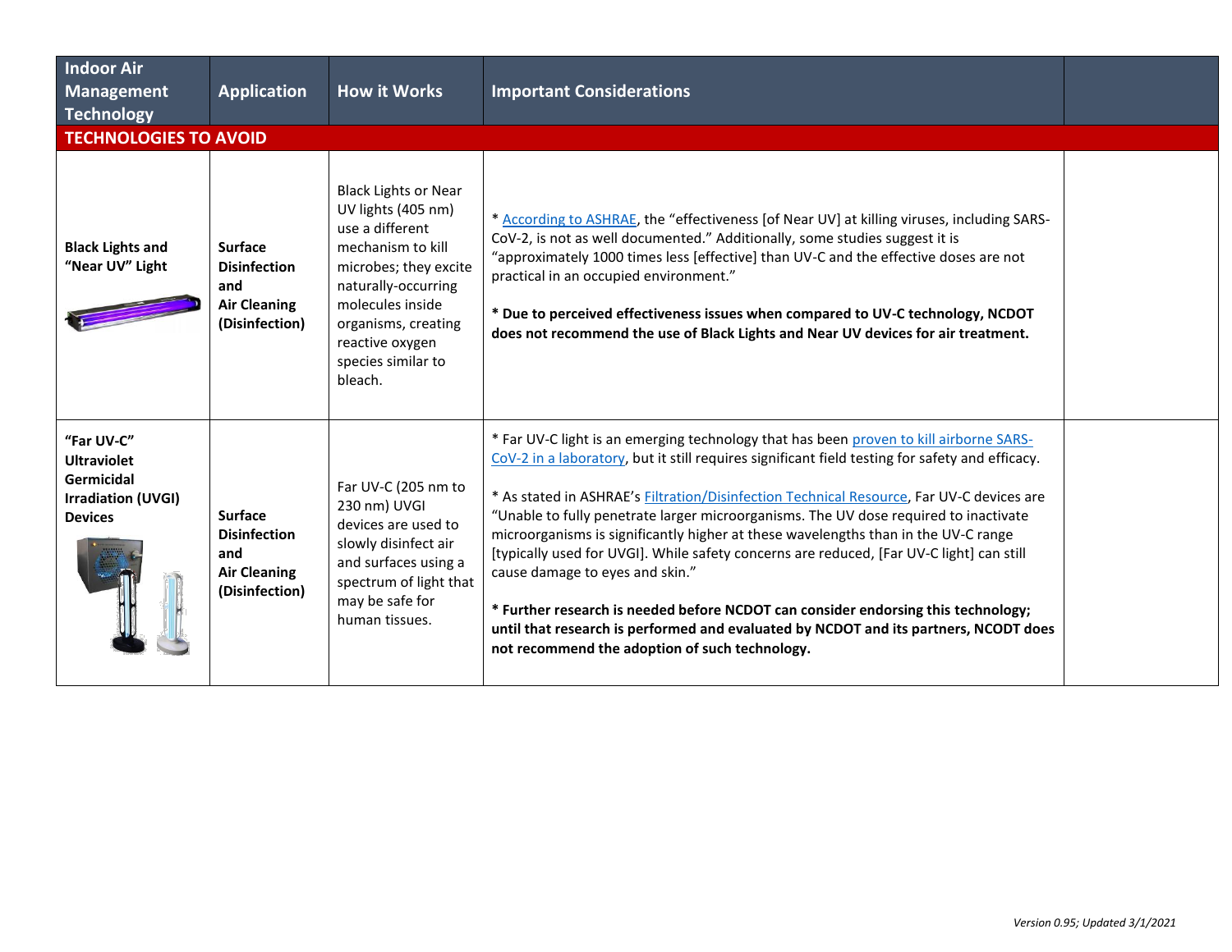| Indoor Air Management Technology | Application | How it Works | Important Considerations | |
|---|---|---|---|---|
| **TECHNOLOGIES TO AVOID** | | | | |
| **Black Lights and "Near UV" Light** | **Surface Disinfection and Air Cleaning (Disinfection)** | Black Lights or Near UV lights (405 nm) use a different mechanism to kill microbes; they excite naturally-occurring molecules inside organisms, creating reactive oxygen species similar to bleach. | * According to ASHRAE, the "effectiveness [of Near UV] at killing viruses, including SARS-CoV-2, is not as well documented." Additionally, some studies suggest it is "approximately 1000 times less [effective] than UV-C and the effective doses are not practical in an occupied environment." <br><br> **\* Due to perceived effectiveness issues when compared to UV-C technology, NCDOT does not recommend the use of Black Lights and Near UV devices for air treatment.** | |
| **"Far UV-C" Ultraviolet Germicidal Irradiation (UVGI) Devices** | **Surface Disinfection and Air Cleaning (Disinfection)** | Far UV-C (205 nm to 230 nm) UVGI devices are used to slowly disinfect air and surfaces using a spectrum of light that may be safe for human tissues. | * Far UV-C light is an emerging technology that has been proven to kill airborne SARS-CoV-2 in a laboratory, but it still requires significant field testing for safety and efficacy. <br><br> * As stated in ASHRAE's Filtration/Disinfection Technical Resource, Far UV-C devices are "Unable to fully penetrate larger microorganisms. The UV dose required to inactivate microorganisms is significantly higher at these wavelengths than in the UV-C range [typically used for UVGI]. While safety concerns are reduced, [Far UV-C light] can still cause damage to eyes and skin." <br><br> **\* Further research is needed before NCDOT can consider endorsing this technology; until that research is performed and evaluated by NCDOT and its partners, NCODT does not recommend the adoption of such technology.** | |

*Version 0.95; Updated 3/1/2021*